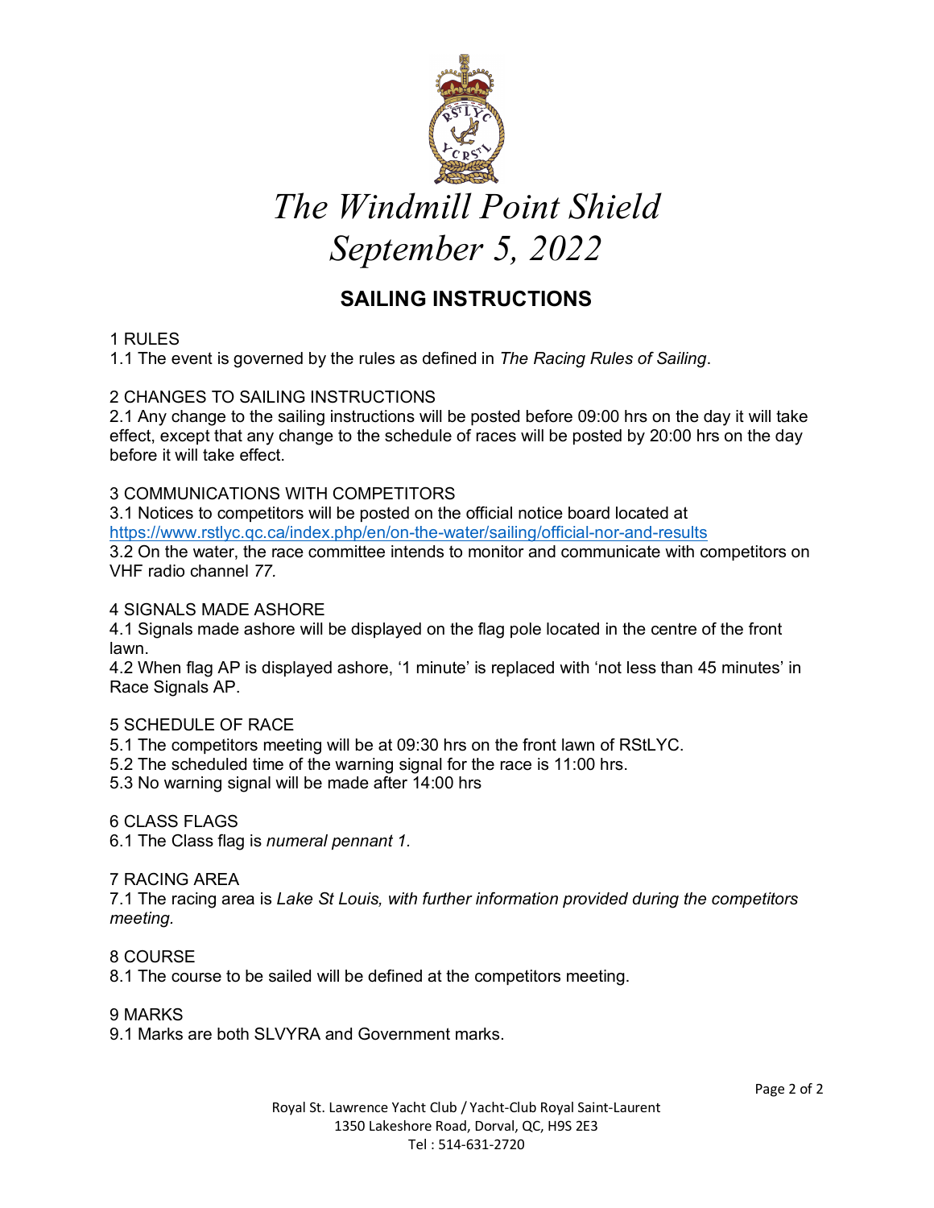# The Windmill Point Shield
# September 5, 2022

## SAILING INSTRUCTIONS

1 RULES

1.1 The event is governed by the rules as defined in *The Racing Rules of Sailing*.

2 CHANGES TO SAILING INSTRUCTIONS

2.1 Any change to the sailing instructions will be posted before 09:00 hrs on the day it will take effect, except that any change to the schedule of races will be posted by 20:00 hrs on the day before it will take effect.

3 COMMUNICATIONS WITH COMPETITORS

3.1 Notices to competitors will be posted on the official notice board located at https://www.rstlyc.qc.ca/index.php/en/on-the-water/sailing/official-nor-and-results

3.2 On the water, the race committee intends to monitor and communicate with competitors on VHF radio channel *77.*

4 SIGNALS MADE ASHORE

4.1 Signals made ashore will be displayed on the flag pole located in the centre of the front lawn.

4.2 When flag AP is displayed ashore, '1 minute' is replaced with 'not less than 45 minutes' in Race Signals AP.

5 SCHEDULE OF RACE

5.1 The competitors meeting will be at 09:30 hrs on the front lawn of RStLYC.

5.2 The scheduled time of the warning signal for the race is 11:00 hrs.

5.3 No warning signal will be made after 14:00 hrs

6 CLASS FLAGS

6.1 The Class flag is *numeral pennant 1.*

7 RACING AREA

7.1 The racing area is *Lake St Louis, with further information provided during the competitors meeting.*

8 COURSE

8.1 The course to be sailed will be defined at the competitors meeting.

9 MARKS

9.1 Marks are both SLVYRA and Government marks.

Royal St. Lawrence Yacht Club / Yacht-Club Royal Saint-Laurent
1350 Lakeshore Road, Dorval, QC, H9S 2E3
Tel : 514-631-2720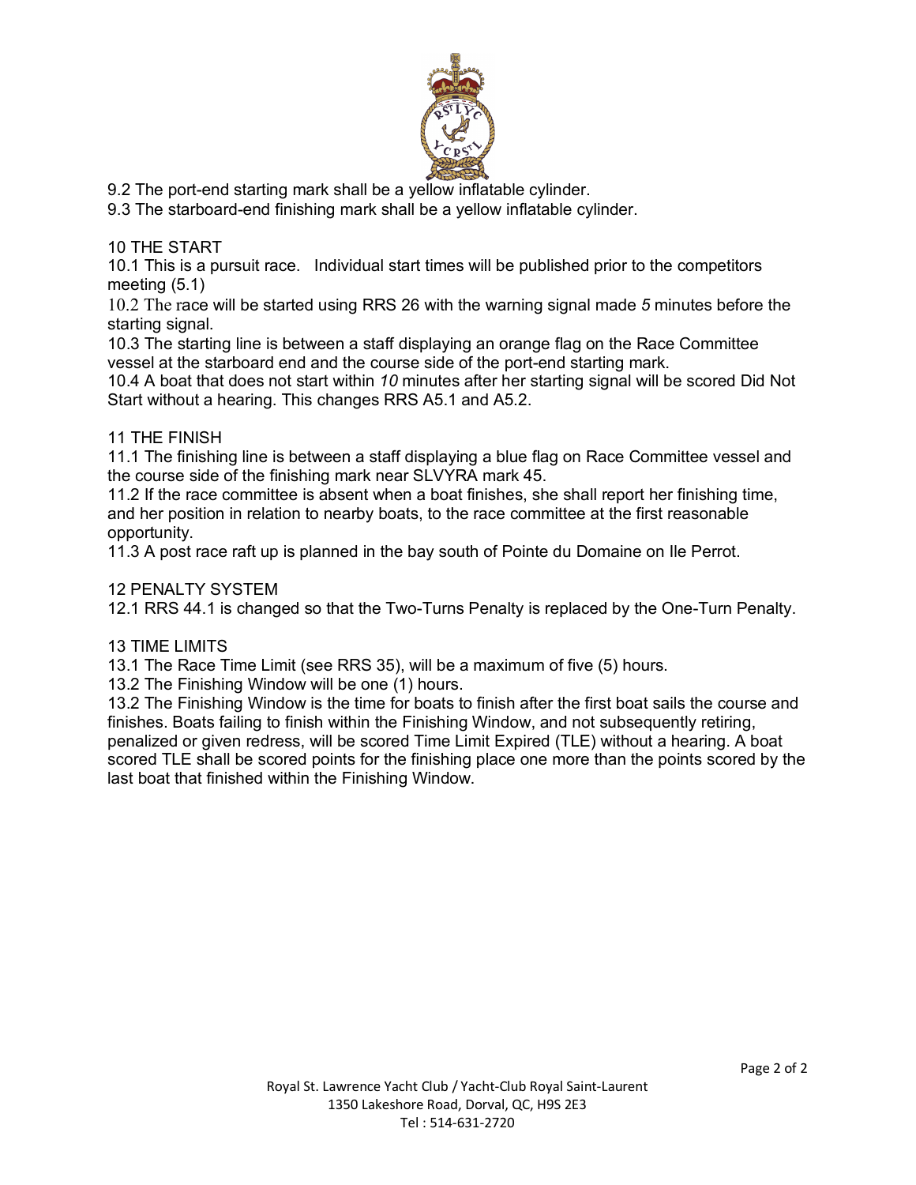9.2 The port-end starting mark shall be a yellow inflatable cylinder.
9.3 The starboard-end finishing mark shall be a yellow inflatable cylinder.

## 10 THE START

10.1 This is a pursuit race. Individual start times will be published prior to the competitors meeting (5.1)
10.2 The race will be started using RRS 26 with the warning signal made *5* minutes before the starting signal.
10.3 The starting line is between a staff displaying an orange flag on the Race Committee vessel at the starboard end and the course side of the port-end starting mark.
10.4 A boat that does not start within *10* minutes after her starting signal will be scored Did Not Start without a hearing. This changes RRS A5.1 and A5.2.

## 11 THE FINISH

11.1 The finishing line is between a staff displaying a blue flag on Race Committee vessel and the course side of the finishing mark near SLVYRA mark 45.
11.2 If the race committee is absent when a boat finishes, she shall report her finishing time, and her position in relation to nearby boats, to the race committee at the first reasonable opportunity.
11.3 A post race raft up is planned in the bay south of Pointe du Domaine on Ile Perrot.

## 12 PENALTY SYSTEM

12.1 RRS 44.1 is changed so that the Two-Turns Penalty is replaced by the One-Turn Penalty.

## 13 TIME LIMITS

13.1 The Race Time Limit (see RRS 35), will be a maximum of five (5) hours.
13.2 The Finishing Window will be one (1) hours.
13.2 The Finishing Window is the time for boats to finish after the first boat sails the course and finishes. Boats failing to finish within the Finishing Window, and not subsequently retiring, penalized or given redress, will be scored Time Limit Expired (TLE) without a hearing. A boat scored TLE shall be scored points for the finishing place one more than the points scored by the last boat that finished within the Finishing Window.

Royal St. Lawrence Yacht Club / Yacht-Club Royal Saint-Laurent
1350 Lakeshore Road, Dorval, QC, H9S 2E3
Tel : 514-631-2720